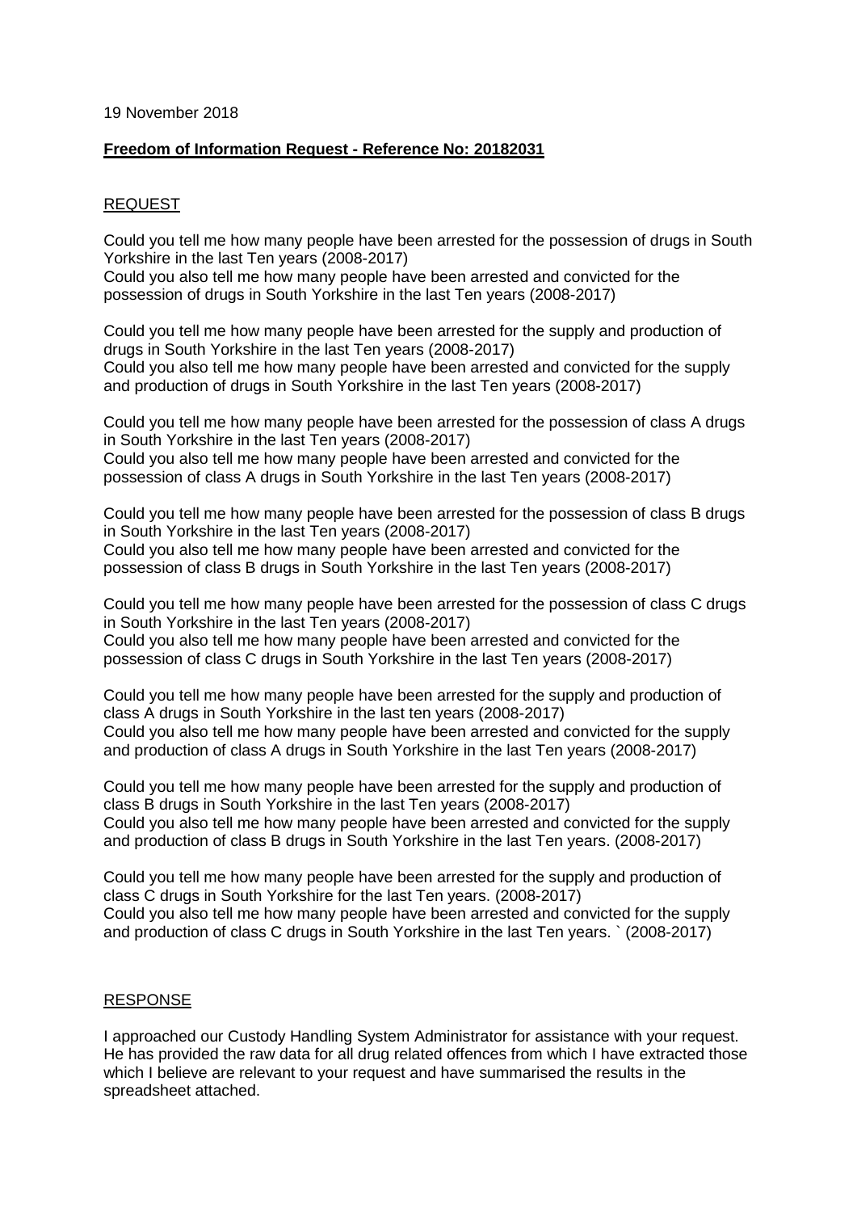19 November 2018

**Freedom of Information Request - Reference No: 20182031**

REQUEST

Could you tell me how many people have been arrested for the possession of drugs in South Yorkshire in the last Ten years (2008-2017)
Could you also tell me how many people have been arrested and convicted for the possession of drugs in South Yorkshire in the last Ten years (2008-2017)

Could you tell me how many people have been arrested for the supply and production of drugs in South Yorkshire in the last Ten years (2008-2017)
Could you also tell me how many people have been arrested and convicted for the supply and production of drugs in South Yorkshire in the last Ten years (2008-2017)

Could you tell me how many people have been arrested for the possession of class A drugs in South Yorkshire in the last Ten years (2008-2017)
Could you also tell me how many people have been arrested and convicted for the possession of class A drugs in South Yorkshire in the last Ten years (2008-2017)

Could you tell me how many people have been arrested for the possession of class B drugs in South Yorkshire in the last Ten years (2008-2017)
Could you also tell me how many people have been arrested and convicted for the possession of class B drugs in South Yorkshire in the last Ten years (2008-2017)

Could you tell me how many people have been arrested for the possession of class C drugs in South Yorkshire in the last Ten years (2008-2017)
Could you also tell me how many people have been arrested and convicted for the possession of class C drugs in South Yorkshire in the last Ten years (2008-2017)

Could you tell me how many people have been arrested for the supply and production of class A drugs in South Yorkshire in the last ten years (2008-2017)
Could you also tell me how many people have been arrested and convicted for the supply and production of class A drugs in South Yorkshire in the last Ten years (2008-2017)

Could you tell me how many people have been arrested for the supply and production of class B drugs in South Yorkshire in the last Ten years (2008-2017)
Could you also tell me how many people have been arrested and convicted for the supply and production of class B drugs in South Yorkshire in the last Ten years. (2008-2017)

Could you tell me how many people have been arrested for the supply and production of class C drugs in South Yorkshire for the last Ten years. (2008-2017)
Could you also tell me how many people have been arrested and convicted for the supply and production of class C drugs in South Yorkshire in the last Ten years. ` (2008-2017)

RESPONSE

I approached our Custody Handling System Administrator for assistance with your request. He has provided the raw data for all drug related offences from which I have extracted those which I believe are relevant to your request and have summarised the results in the spreadsheet attached.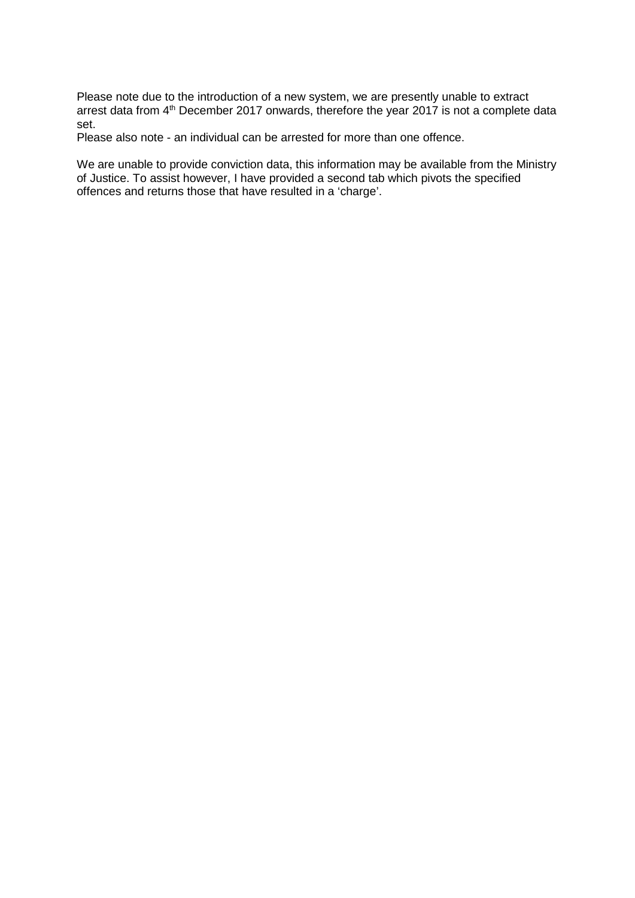Please note due to the introduction of a new system, we are presently unable to extract arrest data from 4th December 2017 onwards, therefore the year 2017 is not a complete data set.

Please also note - an individual can be arrested for more than one offence.

We are unable to provide conviction data, this information may be available from the Ministry of Justice. To assist however, I have provided a second tab which pivots the specified offences and returns those that have resulted in a 'charge'.